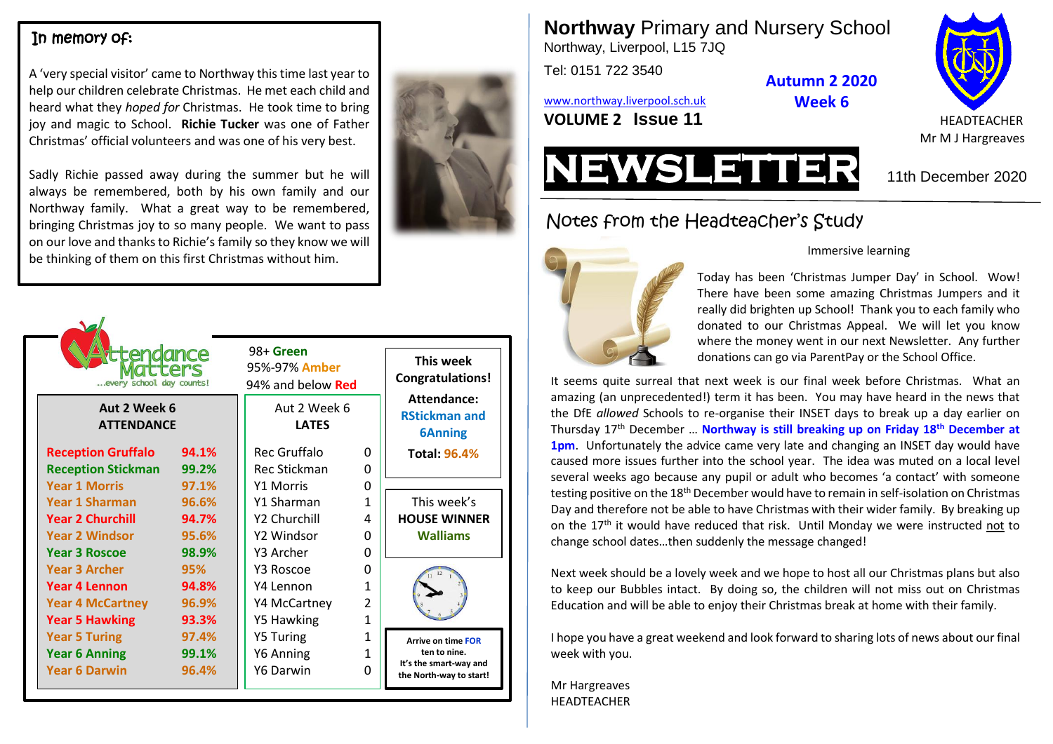# **Northway** Primary and Nursery School

Northway, Liverpool, L15 7JQ

Tel: 0151 722 3540

www.northway.liverpool.sch.uk

**VOLUME 2 Issue 11**

**Autumn 2 2020 Week 6**

HEADTEACHER
Mr M J Hargreaves

# NEWSLETTER

11th December 2020

## In memory of:

A 'very special visitor' came to Northway this time last year to help our children celebrate Christmas. He met each child and heard what they *hoped for* Christmas. He took time to bring joy and magic to School. **Richie Tucker** was one of Father Christmas' official volunteers and was one of his very best.

Sadly Richie passed away during the summer but he will always be remembered, both by his own family and our Northway family. What a great way to be remembered, bringing Christmas joy to so many people. We want to pass on our love and thanks to Richie's family so they know we will be thinking of them on this first Christmas without him.

## Notes from the Headteacher's Study

Immersive learning

Today has been 'Christmas Jumper Day' in School. Wow! There have been some amazing Christmas Jumpers and it really did brighten up School! Thank you to each family who donated to our Christmas Appeal. We will let you know where the money went in our next Newsletter. Any further donations can go via ParentPay or the School Office.

It seems quite surreal that next week is our final week before Christmas. What an amazing (an unprecedented!) term it has been. You may have heard in the news that the DfE *allowed* Schools to re-organise their INSET days to break up a day earlier on Thursday 17th December … **Northway is still breaking up on Friday 18th December at 1pm**. Unfortunately the advice came very late and changing an INSET day would have caused more issues further into the school year. The idea was muted on a local level several weeks ago because any pupil or adult who becomes 'a contact' with someone testing positive on the 18th December would have to remain in self-isolation on Christmas Day and therefore not be able to have Christmas with their wider family. By breaking up on the 17th it would have reduced that risk. Until Monday we were instructed not to change school dates…then suddenly the message changed!

Next week should be a lovely week and we hope to host all our Christmas plans but also to keep our Bubbles intact. By doing so, the children will not miss out on Christmas Education and will be able to enjoy their Christmas break at home with their family.

I hope you have a great weekend and look forward to sharing lots of news about our final week with you.

Mr Hargreaves
HEADTEACHER

## Attendance Matters
...every school day counts!

98+ **Green**
95%-97% **Amber**
94% and below **Red**

| Aut 2 Week 6 ATTENDANCE | | Aut 2 Week 6 LATES | |
|---|---|---|---|
| Reception Gruffalo | 94.1% | Rec Gruffalo | 0 |
| Reception Stickman | 99.2% | Rec Stickman | 0 |
| Year 1 Morris | 97.1% | Y1 Morris | 0 |
| Year 1 Sharman | 96.6% | Y1 Sharman | 1 |
| Year 2 Churchill | 94.7% | Y2 Churchill | 4 |
| Year 2 Windsor | 95.6% | Y2 Windsor | 0 |
| Year 3 Roscoe | 98.9% | Y3 Archer | 0 |
| Year 3 Archer | 95% | Y3 Roscoe | 0 |
| Year 4 Lennon | 94.8% | Y4 Lennon | 1 |
| Year 4 McCartney | 96.9% | Y4 McCartney | 2 |
| Year 5 Hawking | 93.3% | Y5 Hawking | 1 |
| Year 5 Turing | 97.4% | Y5 Turing | 1 |
| Year 6 Anning | 99.1% | Y6 Anning | 1 |
| Year 6 Darwin | 96.4% | Y6 Darwin | 0 |

**This week Congratulations!**

**Attendance:**
**RStickman and 6Anning**

**Total: 96.4%**

This week's
**HOUSE WINNER**
**Walliams**

**Arrive on time FOR ten to nine.**
**It's the smart-way and the North-way to start!**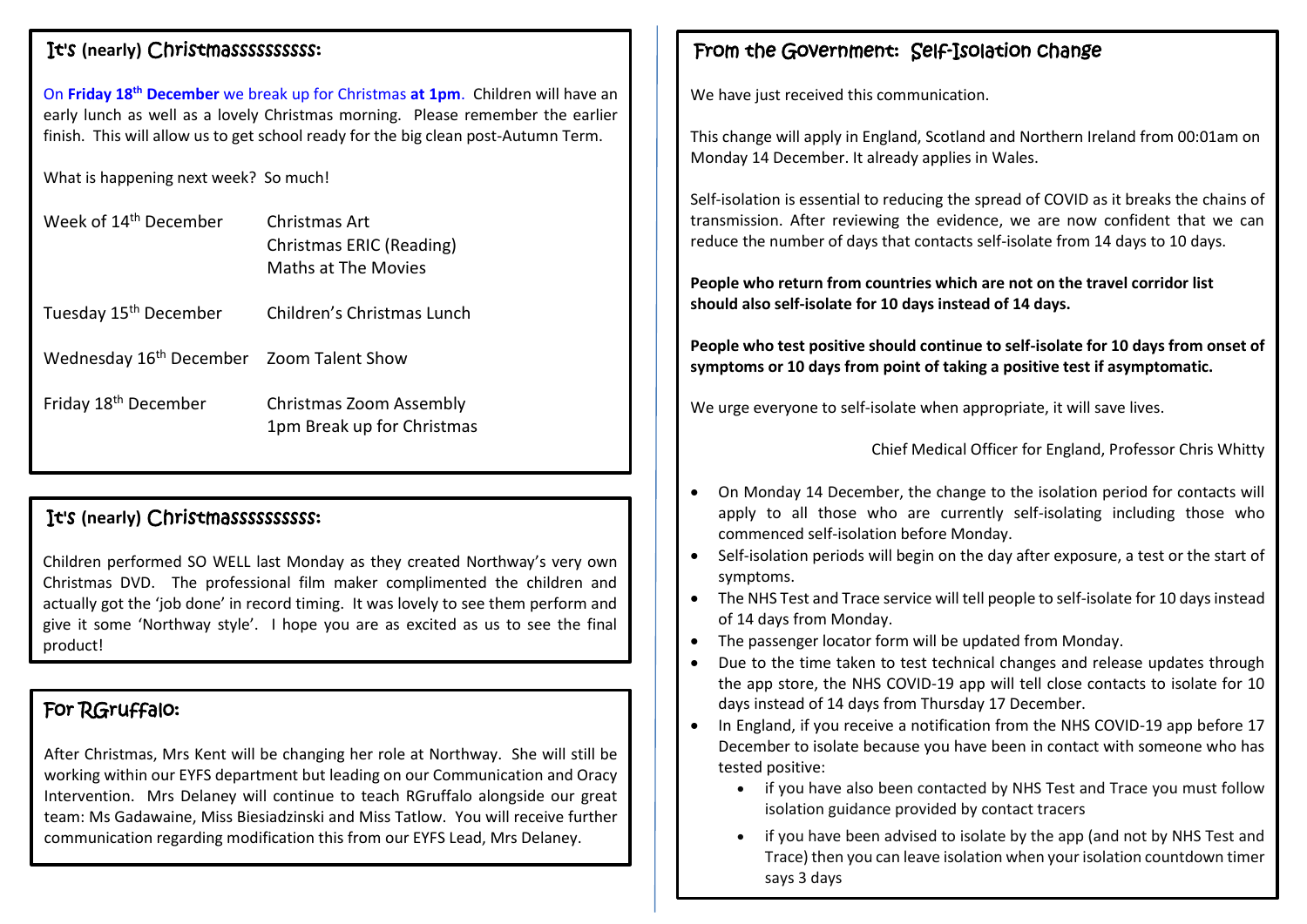## It's (nearly) Christmassssssssss:

On **Friday 18th December** we break up for Christmas **at 1pm**. Children will have an early lunch as well as a lovely Christmas morning. Please remember the earlier finish. This will allow us to get school ready for the big clean post-Autumn Term.

What is happening next week? So much!

| | |
|---|---|
| Week of 14th December | Christmas Art<br>Christmas ERIC (Reading)<br>Maths at The Movies |
| Tuesday 15th December | Children's Christmas Lunch |
| Wednesday 16th December | Zoom Talent Show |
| Friday 18th December | Christmas Zoom Assembly<br>1pm Break up for Christmas |

## It's (nearly) Christmassssssssss:

Children performed SO WELL last Monday as they created Northway's very own Christmas DVD. The professional film maker complimented the children and actually got the 'job done' in record timing. It was lovely to see them perform and give it some 'Northway style'. I hope you are as excited as us to see the final product!

## For RGruffalo:

After Christmas, Mrs Kent will be changing her role at Northway. She will still be working within our EYFS department but leading on our Communication and Oracy Intervention. Mrs Delaney will continue to teach RGruffalo alongside our great team: Ms Gadawaine, Miss Biesiadzinski and Miss Tatlow. You will receive further communication regarding modification this from our EYFS Lead, Mrs Delaney.

## From the Government: Self-Isolation change

We have just received this communication.

This change will apply in England, Scotland and Northern Ireland from 00:01am on Monday 14 December. It already applies in Wales.

Self-isolation is essential to reducing the spread of COVID as it breaks the chains of transmission. After reviewing the evidence, we are now confident that we can reduce the number of days that contacts self-isolate from 14 days to 10 days.

**People who return from countries which are not on the travel corridor list should also self-isolate for 10 days instead of 14 days.**

**People who test positive should continue to self-isolate for 10 days from onset of symptoms or 10 days from point of taking a positive test if asymptomatic.**

We urge everyone to self-isolate when appropriate, it will save lives.

Chief Medical Officer for England, Professor Chris Whitty

- On Monday 14 December, the change to the isolation period for contacts will apply to all those who are currently self-isolating including those who commenced self-isolation before Monday.
- Self-isolation periods will begin on the day after exposure, a test or the start of symptoms.
- The NHS Test and Trace service will tell people to self-isolate for 10 days instead of 14 days from Monday.
- The passenger locator form will be updated from Monday.
- Due to the time taken to test technical changes and release updates through the app store, the NHS COVID-19 app will tell close contacts to isolate for 10 days instead of 14 days from Thursday 17 December.
- In England, if you receive a notification from the NHS COVID-19 app before 17 December to isolate because you have been in contact with someone who has tested positive:
  - if you have also been contacted by NHS Test and Trace you must follow isolation guidance provided by contact tracers
  - if you have been advised to isolate by the app (and not by NHS Test and Trace) then you can leave isolation when your isolation countdown timer says 3 days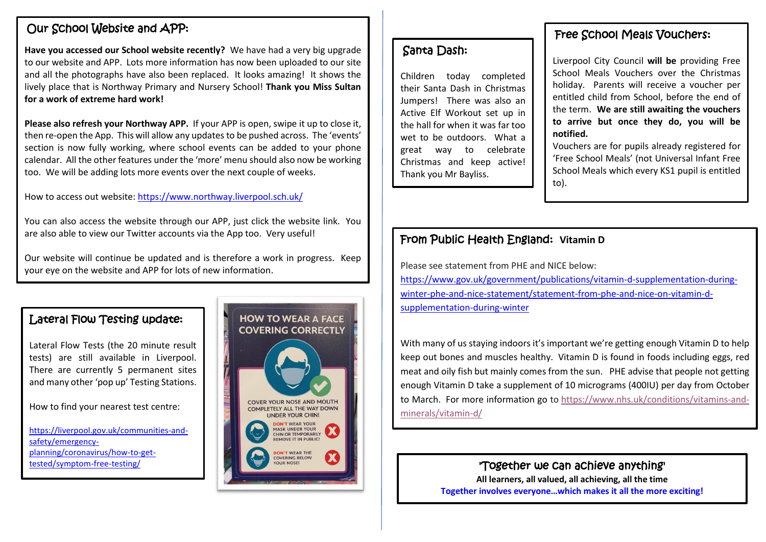## Our School Website and APP:

**Have you accessed our School website recently?** We have had a very big upgrade to our website and APP. Lots more information has now been uploaded to our site and all the photographs have also been replaced. It looks amazing! It shows the lively place that is Northway Primary and Nursery School! **Thank you Miss Sultan for a work of extreme hard work!**

**Please also refresh your Northway APP.** If your APP is open, swipe it up to close it, then re-open the App. This will allow any updates to be pushed across. The 'events' section is now fully working, where school events can be added to your phone calendar. All the other features under the 'more' menu should also now be working too. We will be adding lots more events over the next couple of weeks.

How to access out website: https://www.northway.liverpool.sch.uk/

You can also access the website through our APP, just click the website link. You are also able to view our Twitter accounts via the App too. Very useful!

Our website will continue be updated and is therefore a work in progress. Keep your eye on the website and APP for lots of new information.

## Lateral Flow Testing update:

Lateral Flow Tests (the 20 minute result tests) are still available in Liverpool. There are currently 5 permanent sites and many other 'pop up' Testing Stations.

How to find your nearest test centre:

https://liverpool.gov.uk/communities-and-safety/emergency-planning/coronavirus/how-to-get-tested/symptom-free-testing/

HOW TO WEAR A FACE COVERING CORRECTLY

COVER YOUR NOSE AND MOUTH COMPLETELY ALL THE WAY DOWN UNDER YOUR CHIN!

DON'T WEAR YOUR MASK UNDER YOUR CHIN OR TEMPORARILY REMOVE IT IN PUBLIC!

DON'T WEAR THE COVERING BELOW YOUR NOSE!

## Santa Dash:

Children today completed their Santa Dash in Christmas Jumpers! There was also an Active Elf Workout set up in the hall for when it was far too wet to be outdoors. What a great way to celebrate Christmas and keep active! Thank you Mr Bayliss.

## Free School Meals Vouchers:

Liverpool City Council **will be** providing Free School Meals Vouchers over the Christmas holiday. Parents will receive a voucher per entitled child from School, before the end of the term. **We are still awaiting the vouchers to arrive but once they do, you will be notified.**

Vouchers are for pupils already registered for 'Free School Meals' (not Universal Infant Free School Meals which every KS1 pupil is entitled to).

## From Public Health England: Vitamin D

Please see statement from PHE and NICE below:

https://www.gov.uk/government/publications/vitamin-d-supplementation-during-winter-phe-and-nice-statement/statement-from-phe-and-nice-on-vitamin-d-supplementation-during-winter

With many of us staying indoors it's important we're getting enough Vitamin D to help keep out bones and muscles healthy. Vitamin D is found in foods including eggs, red meat and oily fish but mainly comes from the sun. PHE advise that people not getting enough Vitamin D take a supplement of 10 micrograms (400IU) per day from October to March. For more information go to https://www.nhs.uk/conditions/vitamins-and-minerals/vitamin-d/

## 'Together we can achieve anything'

**All learners, all valued, all achieving, all the time**

**Together involves everyone…which makes it all the more exciting!**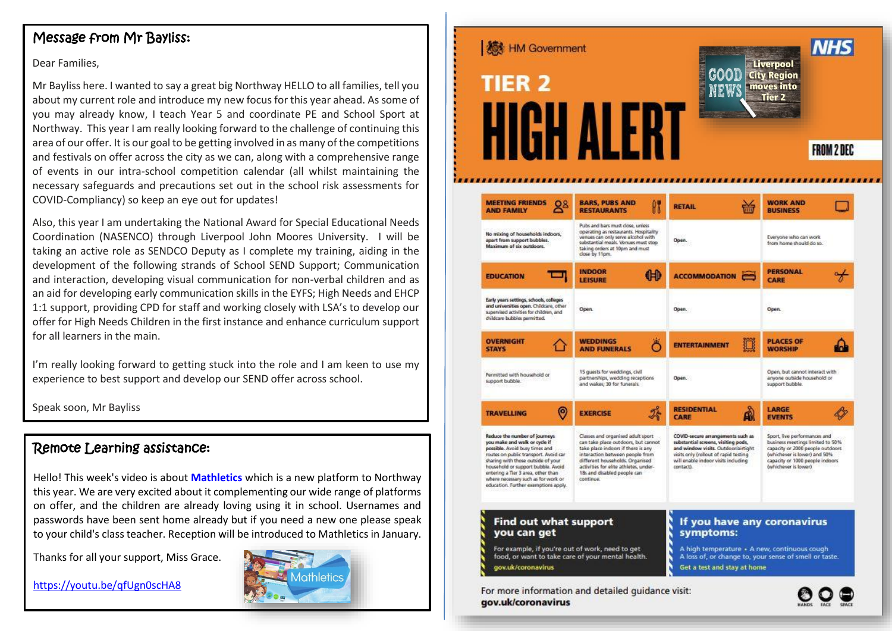## Message from Mr Bayliss:

Dear Families,

Mr Bayliss here. I wanted to say a great big Northway HELLO to all families, tell you about my current role and introduce my new focus for this year ahead. As some of you may already know, I teach Year 5 and coordinate PE and School Sport at Northway. This year I am really looking forward to the challenge of continuing this area of our offer. It is our goal to be getting involved in as many of the competitions and festivals on offer across the city as we can, along with a comprehensive range of events in our intra-school competition calendar (all whilst maintaining the necessary safeguards and precautions set out in the school risk assessments for COVID-Compliancy) so keep an eye out for updates!

Also, this year I am undertaking the National Award for Special Educational Needs Coordination (NASENCO) through Liverpool John Moores University. I will be taking an active role as SENDCO Deputy as I complete my training, aiding in the development of the following strands of School SEND Support; Communication and interaction, developing visual communication for non-verbal children and as an aid for developing early communication skills in the EYFS; High Needs and EHCP 1:1 support, providing CPD for staff and working closely with LSA's to develop our offer for High Needs Children in the first instance and enhance curriculum support for all learners in the main.

I'm really looking forward to getting stuck into the role and I am keen to use my experience to best support and develop our SEND offer across school.

Speak soon, Mr Bayliss

## Remote Learning assistance:

Hello! This week's video is about **Mathletics** which is a new platform to Northway this year. We are very excited about it complementing our wide range of platforms on offer, and the children are already loving using it in school. Usernames and passwords have been sent home already but if you need a new one please speak to your child's class teacher. Reception will be introduced to Mathletics in January.

Thanks for all your support, Miss Grace.

https://youtu.be/qfUgn0scHA8

Mathletics

HM Government

NHS

# TIER 2 HIGH ALERT

GOOD NEWS Liverpool City Region moves into Tier 2

FROM 2 DEC

| | |
|---|---|
| **MEETING FRIENDS AND FAMILY** | No mixing of households indoors, apart from support bubbles. Maximum of six outdoors. |
| **BARS, PUBS AND RESTAURANTS** | Pubs and bars must close, unless operating as restaurants. Hospitality venues can only serve alcohol with substantial meals. Venues must stop taking orders at 10pm and must close by 11pm. |
| **RETAIL** | Open. |
| **WORK AND BUSINESS** | Everyone who can work from home should do so. |
| **EDUCATION** | Early years settings, schools, colleges and universities open. Childcare, other supervised activities for children, and childcare bubbles permitted. |
| **INDOOR LEISURE** | Open. |
| **ACCOMMODATION** | Open. |
| **PERSONAL CARE** | Open. |
| **OVERNIGHT STAYS** | Permitted with household or support bubble. |
| **WEDDINGS AND FUNERALS** | 15 guests for weddings, civil partnerships, wedding receptions and wakes; 30 for funerals. |
| **ENTERTAINMENT** | Open. |
| **PLACES OF WORSHIP** | Open, but cannot interact with anyone outside household or support bubble. |
| **TRAVELLING** | Reduce the number of journeys you make and walk or cycle if possible. Avoid busy times and routes on public transport. Avoid car sharing with those outside of your household or support bubble. Avoid entering a Tier 3 area, other than where necessary such as for work or education. Further exemptions apply. |
| **EXERCISE** | Classes and organised adult sport can take place outdoors, but cannot take place indoors if there is any interaction between people from different households. Organised activities for elite athletes, under-18s and disabled people can continue. |
| **RESIDENTIAL CARE** | COVID-secure arrangements such as substantial screens, visiting pods, and window visits. Outdoor/airtight visits only (rollout of rapid testing will enable indoor visits including contact). |
| **LARGE EVENTS** | Sport, live performances and business meetings limited to 50% capacity or 2000 people outdoors (whichever is lower) and 50% capacity or 1000 people indoors (whichever is lower) |

**Find out what support you can get**

For example, if you're out of work, need to get food, or want to take care of your mental health.

gov.uk/coronavirus

**If you have any coronavirus symptoms:**

A high temperature • A new, continuous cough
A loss of, or change to, your sense of smell or taste.

Get a test and stay at home

For more information and detailed guidance visit:
**gov.uk/coronavirus**

HANDS FACE SPACE